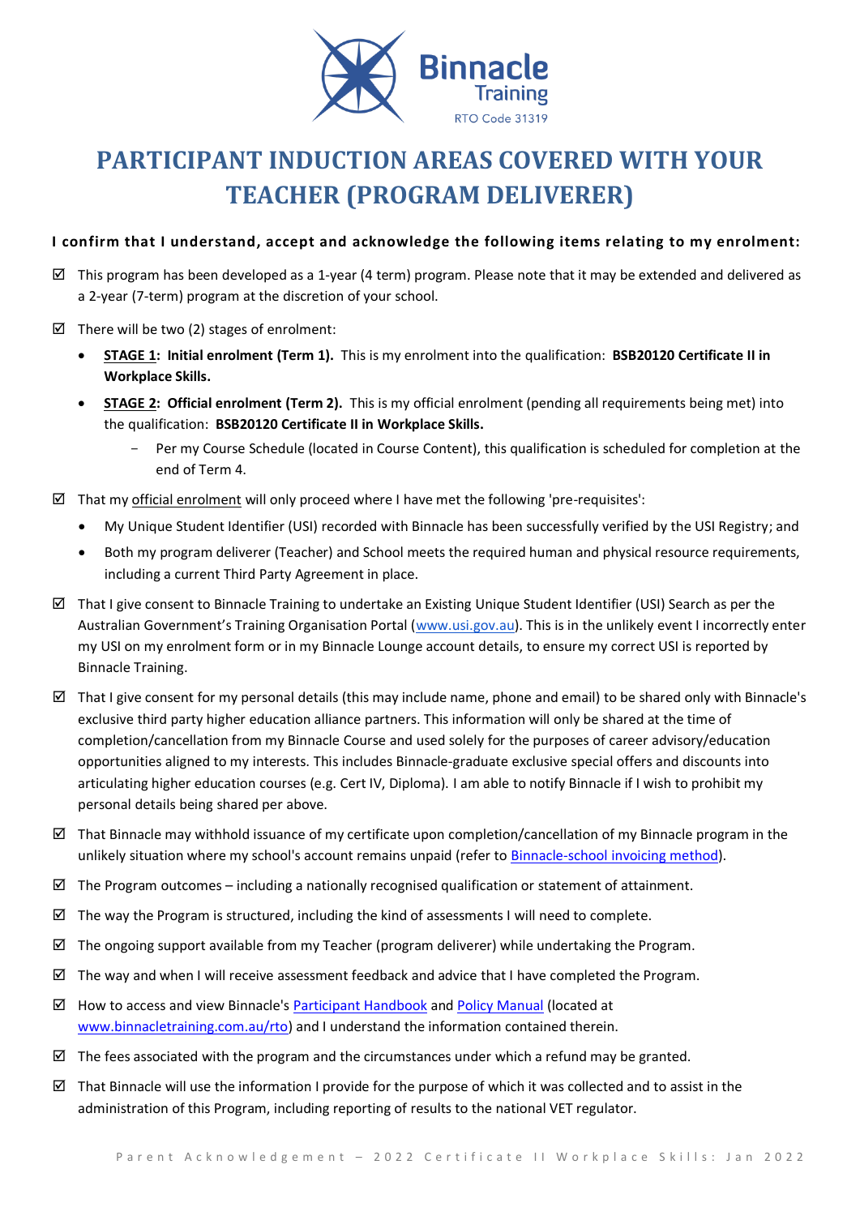Binnacle Training
RTO Code 31319

# PARTICIPANT INDUCTION AREAS COVERED WITH YOUR TEACHER (PROGRAM DELIVERER)

**I confirm that I understand, accept and acknowledge the following items relating to my enrolment:**

- ☑ This program has been developed as a 1-year (4 term) program. Please note that it may be extended and delivered as a 2-year (7-term) program at the discretion of your school.
- ☑ There will be two (2) stages of enrolment:
  - **STAGE 1: Initial enrolment (Term 1).** This is my enrolment into the qualification: **BSB20120 Certificate II in Workplace Skills.**
  - **STAGE 2: Official enrolment (Term 2).** This is my official enrolment (pending all requirements being met) into the qualification: **BSB20120 Certificate II in Workplace Skills.**
    - Per my Course Schedule (located in Course Content), this qualification is scheduled for completion at the end of Term 4.
- ☑ That my official enrolment will only proceed where I have met the following 'pre-requisites':
  - My Unique Student Identifier (USI) recorded with Binnacle has been successfully verified by the USI Registry; and
  - Both my program deliverer (Teacher) and School meets the required human and physical resource requirements, including a current Third Party Agreement in place.
- ☑ That I give consent to Binnacle Training to undertake an Existing Unique Student Identifier (USI) Search as per the Australian Government's Training Organisation Portal (www.usi.gov.au). This is in the unlikely event I incorrectly enter my USI on my enrolment form or in my Binnacle Lounge account details, to ensure my correct USI is reported by Binnacle Training.
- ☑ That I give consent for my personal details (this may include name, phone and email) to be shared only with Binnacle's exclusive third party higher education alliance partners. This information will only be shared at the time of completion/cancellation from my Binnacle Course and used solely for the purposes of career advisory/education opportunities aligned to my interests. This includes Binnacle-graduate exclusive special offers and discounts into articulating higher education courses (e.g. Cert IV, Diploma). I am able to notify Binnacle if I wish to prohibit my personal details being shared per above.
- ☑ That Binnacle may withhold issuance of my certificate upon completion/cancellation of my Binnacle program in the unlikely situation where my school's account remains unpaid (refer to Binnacle-school invoicing method).
- ☑ The Program outcomes – including a nationally recognised qualification or statement of attainment.
- ☑ The way the Program is structured, including the kind of assessments I will need to complete.
- ☑ The ongoing support available from my Teacher (program deliverer) while undertaking the Program.
- ☑ The way and when I will receive assessment feedback and advice that I have completed the Program.
- ☑ How to access and view Binnacle's Participant Handbook and Policy Manual (located at www.binnacletraining.com.au/rto) and I understand the information contained therein.
- ☑ The fees associated with the program and the circumstances under which a refund may be granted.
- ☑ That Binnacle will use the information I provide for the purpose of which it was collected and to assist in the administration of this Program, including reporting of results to the national VET regulator.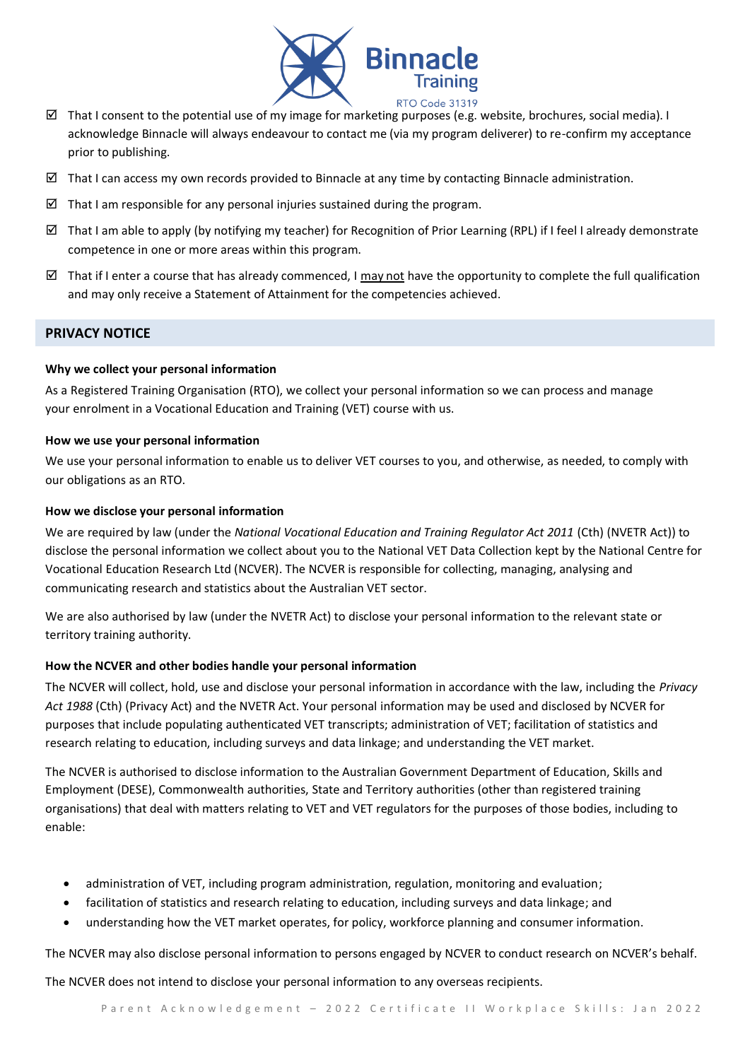- ☑ That I consent to the potential use of my image for marketing purposes (e.g. website, brochures, social media). I acknowledge Binnacle will always endeavour to contact me (via my program deliverer) to re-confirm my acceptance prior to publishing.
- ☑ That I can access my own records provided to Binnacle at any time by contacting Binnacle administration.
- ☑ That I am responsible for any personal injuries sustained during the program.
- ☑ That I am able to apply (by notifying my teacher) for Recognition of Prior Learning (RPL) if I feel I already demonstrate competence in one or more areas within this program.
- ☑ That if I enter a course that has already commenced, I <u>may not</u> have the opportunity to complete the full qualification and may only receive a Statement of Attainment for the competencies achieved.

## PRIVACY NOTICE

**Why we collect your personal information**

As a Registered Training Organisation (RTO), we collect your personal information so we can process and manage your enrolment in a Vocational Education and Training (VET) course with us.

**How we use your personal information**

We use your personal information to enable us to deliver VET courses to you, and otherwise, as needed, to comply with our obligations as an RTO.

**How we disclose your personal information**

We are required by law (under the *National Vocational Education and Training Regulator Act 2011* (Cth) (NVETR Act)) to disclose the personal information we collect about you to the National VET Data Collection kept by the National Centre for Vocational Education Research Ltd (NCVER). The NCVER is responsible for collecting, managing, analysing and communicating research and statistics about the Australian VET sector.

We are also authorised by law (under the NVETR Act) to disclose your personal information to the relevant state or territory training authority.

**How the NCVER and other bodies handle your personal information**

The NCVER will collect, hold, use and disclose your personal information in accordance with the law, including the *Privacy Act 1988* (Cth) (Privacy Act) and the NVETR Act. Your personal information may be used and disclosed by NCVER for purposes that include populating authenticated VET transcripts; administration of VET; facilitation of statistics and research relating to education, including surveys and data linkage; and understanding the VET market.

The NCVER is authorised to disclose information to the Australian Government Department of Education, Skills and Employment (DESE), Commonwealth authorities, State and Territory authorities (other than registered training organisations) that deal with matters relating to VET and VET regulators for the purposes of those bodies, including to enable:

- administration of VET, including program administration, regulation, monitoring and evaluation;
- facilitation of statistics and research relating to education, including surveys and data linkage; and
- understanding how the VET market operates, for policy, workforce planning and consumer information.

The NCVER may also disclose personal information to persons engaged by NCVER to conduct research on NCVER's behalf.

The NCVER does not intend to disclose your personal information to any overseas recipients.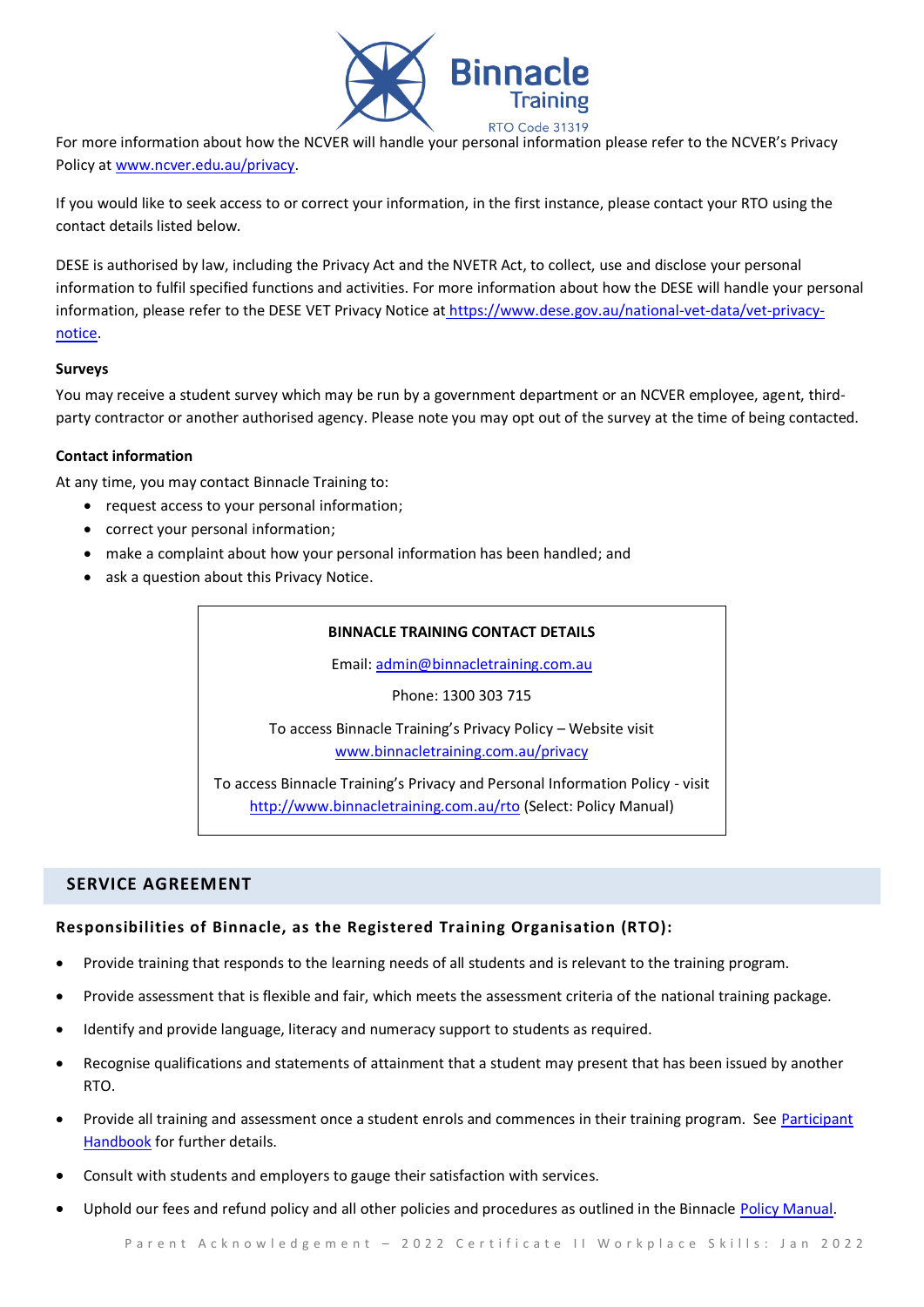For more information about how the NCVER will handle your personal information please refer to the NCVER's Privacy Policy at [www.ncver.edu.au/privacy](http://www.ncver.edu.au/privacy).

If you would like to seek access to or correct your information, in the first instance, please contact your RTO using the contact details listed below.

DESE is authorised by law, including the Privacy Act and the NVETR Act, to collect, use and disclose your personal information to fulfil specified functions and activities. For more information about how the DESE will handle your personal information, please refer to the DESE VET Privacy Notice at [https://www.dese.gov.au/national-vet-data/vet-privacy-notice](https://www.dese.gov.au/national-vet-data/vet-privacy-notice).

**Surveys**

You may receive a student survey which may be run by a government department or an NCVER employee, agent, third-party contractor or another authorised agency. Please note you may opt out of the survey at the time of being contacted.

**Contact information**

At any time, you may contact Binnacle Training to:

- request access to your personal information;
- correct your personal information;
- make a complaint about how your personal information has been handled; and
- ask a question about this Privacy Notice.

**BINNACLE TRAINING CONTACT DETAILS**

Email: [admin@binnacletraining.com.au](mailto:admin@binnacletraining.com.au)

Phone: 1300 303 715

To access Binnacle Training's Privacy Policy – Website visit [www.binnacletraining.com.au/privacy](http://www.binnacletraining.com.au/privacy)

To access Binnacle Training's Privacy and Personal Information Policy - visit [http://www.binnacletraining.com.au/rto](http://www.binnacletraining.com.au/rto) (Select: Policy Manual)

## SERVICE AGREEMENT

### Responsibilities of Binnacle, as the Registered Training Organisation (RTO):

- Provide training that responds to the learning needs of all students and is relevant to the training program.
- Provide assessment that is flexible and fair, which meets the assessment criteria of the national training package.
- Identify and provide language, literacy and numeracy support to students as required.
- Recognise qualifications and statements of attainment that a student may present that has been issued by another RTO.
- Provide all training and assessment once a student enrols and commences in their training program. See Participant Handbook for further details.
- Consult with students and employers to gauge their satisfaction with services.
- Uphold our fees and refund policy and all other policies and procedures as outlined in the Binnacle Policy Manual.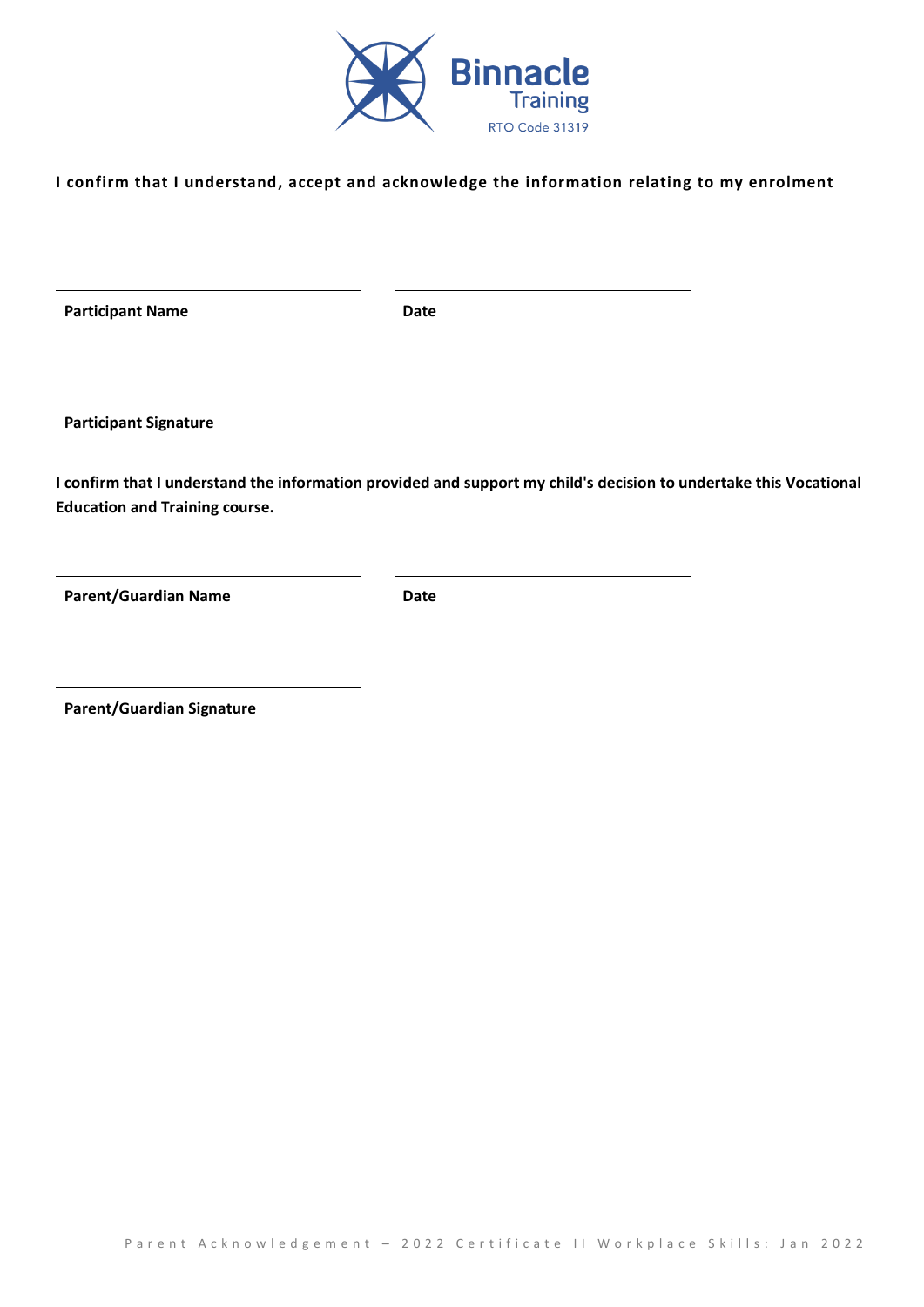Binnacle Training
RTO Code 31319

**I confirm that I understand, accept and acknowledge the information relating to my enrolment**

**Participant Name** **Date**

**Participant Signature**

**I confirm that I understand the information provided and support my child's decision to undertake this Vocational Education and Training course.**

**Parent/Guardian Name** **Date**

**Parent/Guardian Signature**